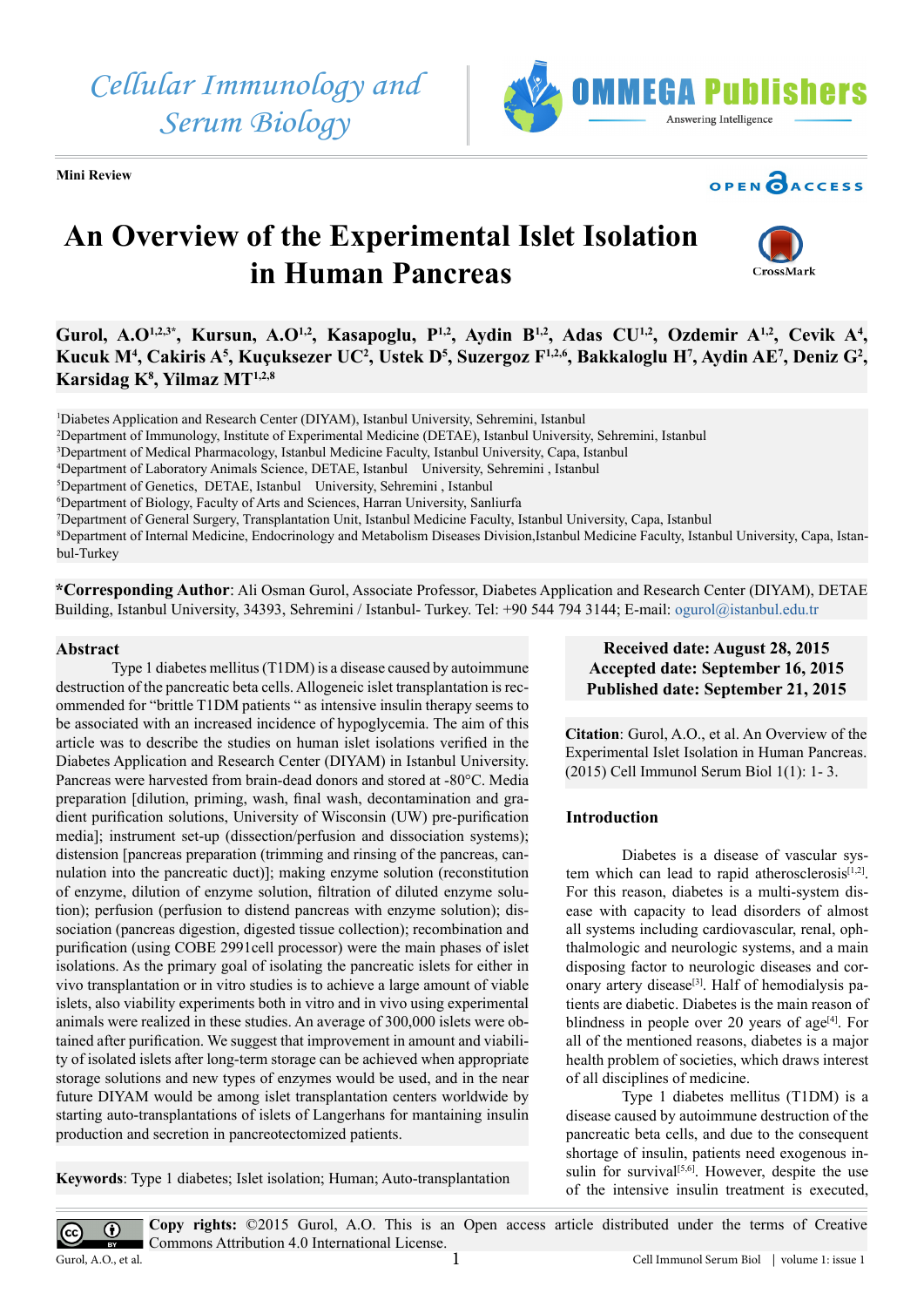Cellular Immunology and Serum Biology

Mini Review

OPEN ACCESS

# An Overview of the Experimental Islet Isolation in Human Pancreas

**Gurol, A.O[1,2,3*], Kursun, A.O[1,2], Kasapoglu, P[1,2], Aydin B[1,2], Adas CU[1,2], Ozdemir A[1,2], Cevik A[4], Kucuk M[4], Cakiris A[5], Kuçuksezer UC[2], Ustek D[5], Suzergoz F[1,2,6], Bakkaloglu H[7], Aydin AE[7], Deniz G[2], Karsidag K[8], Yilmaz MT[1,2,8]**

[1]Diabetes Application and Research Center (DIYAM), Istanbul University, Sehremini, Istanbul
[2]Department of Immunology, Institute of Experimental Medicine (DETAE), Istanbul University, Sehremini, Istanbul
[3]Department of Medical Pharmacology, Istanbul Medicine Faculty, Istanbul University, Capa, Istanbul
[4]Department of Laboratory Animals Science, DETAE, Istanbul University, Sehremini, Istanbul
[5]Department of Genetics, DETAE, Istanbul University, Sehremini, Istanbul
[6]Department of Biology, Faculty of Arts and Sciences, Harran University, Sanliurfa
[7]Department of General Surgery, Transplantation Unit, Istanbul Medicine Faculty, Istanbul University, Capa, Istanbul
[8]Department of Internal Medicine, Endocrinology and Metabolism Diseases Division,Istanbul Medicine Faculty, Istanbul University, Capa, Istanbul-Turkey

**\*Corresponding Author**: Ali Osman Gurol, Associate Professor, Diabetes Application and Research Center (DIYAM), DETAE Building, Istanbul University, 34393, Sehremini / Istanbul- Turkey. Tel: +90 544 794 3144; E-mail: ogurol@istanbul.edu.tr

## Abstract

Type 1 diabetes mellitus (T1DM) is a disease caused by autoimmune destruction of the pancreatic beta cells. Allogeneic islet transplantation is recommended for "brittle T1DM patients " as intensive insulin therapy seems to be associated with an increased incidence of hypoglycemia. The aim of this article was to describe the studies on human islet isolations verified in the Diabetes Application and Research Center (DIYAM) in Istanbul University. Pancreas were harvested from brain-dead donors and stored at -80°C. Media preparation [dilution, priming, wash, final wash, decontamination and gradient purification solutions, University of Wisconsin (UW) pre-purification media]; instrument set-up (dissection/perfusion and dissociation systems); distension [pancreas preparation (trimming and rinsing of the pancreas, cannulation into the pancreatic duct)]; making enzyme solution (reconstitution of enzyme, dilution of enzyme solution, filtration of diluted enzyme solution); perfusion (perfusion to distend pancreas with enzyme solution); dissociation (pancreas digestion, digested tissue collection); recombination and purification (using COBE 2991cell processor) were the main phases of islet isolations. As the primary goal of isolating the pancreatic islets for either in vivo transplantation or in vitro studies is to achieve a large amount of viable islets, also viability experiments both in vitro and in vivo using experimental animals were realized in these studies. An average of 300,000 islets were obtained after purification. We suggest that improvement in amount and viability of isolated islets after long-term storage can be achieved when appropriate storage solutions and new types of enzymes would be used, and in the near future DIYAM would be among islet transplantation centers worldwide by starting auto-transplantations of islets of Langerhans for mantaining insulin production and secretion in pancreotectomized patients.

**Keywords**: Type 1 diabetes; Islet isolation; Human; Auto-transplantation

**Received date: August 28, 2015**
**Accepted date: September 16, 2015**
**Published date: September 21, 2015**

**Citation**: Gurol, A.O., et al. An Overview of the Experimental Islet Isolation in Human Pancreas. (2015) Cell Immunol Serum Biol 1(1): 1- 3.

## Introduction

Diabetes is a disease of vascular system which can lead to rapid atherosclerosis[1,2]. For this reason, diabetes is a multi-system disease with capacity to lead disorders of almost all systems including cardiovascular, renal, ophthalmologic and neurologic systems, and a main disposing factor to neurologic diseases and coronary artery disease[3]. Half of hemodialysis patients are diabetic. Diabetes is the main reason of blindness in people over 20 years of age[4]. For all of the mentioned reasons, diabetes is a major health problem of societies, which draws interest of all disciplines of medicine.

Type 1 diabetes mellitus (T1DM) is a disease caused by autoimmune destruction of the pancreatic beta cells, and due to the consequent shortage of insulin, patients need exogenous insulin for survival[5,6]. However, despite the use of the intensive insulin treatment is executed,

**Copy rights:** ©2015 Gurol, A.O. This is an Open access article distributed under the terms of Creative Commons Attribution 4.0 International License.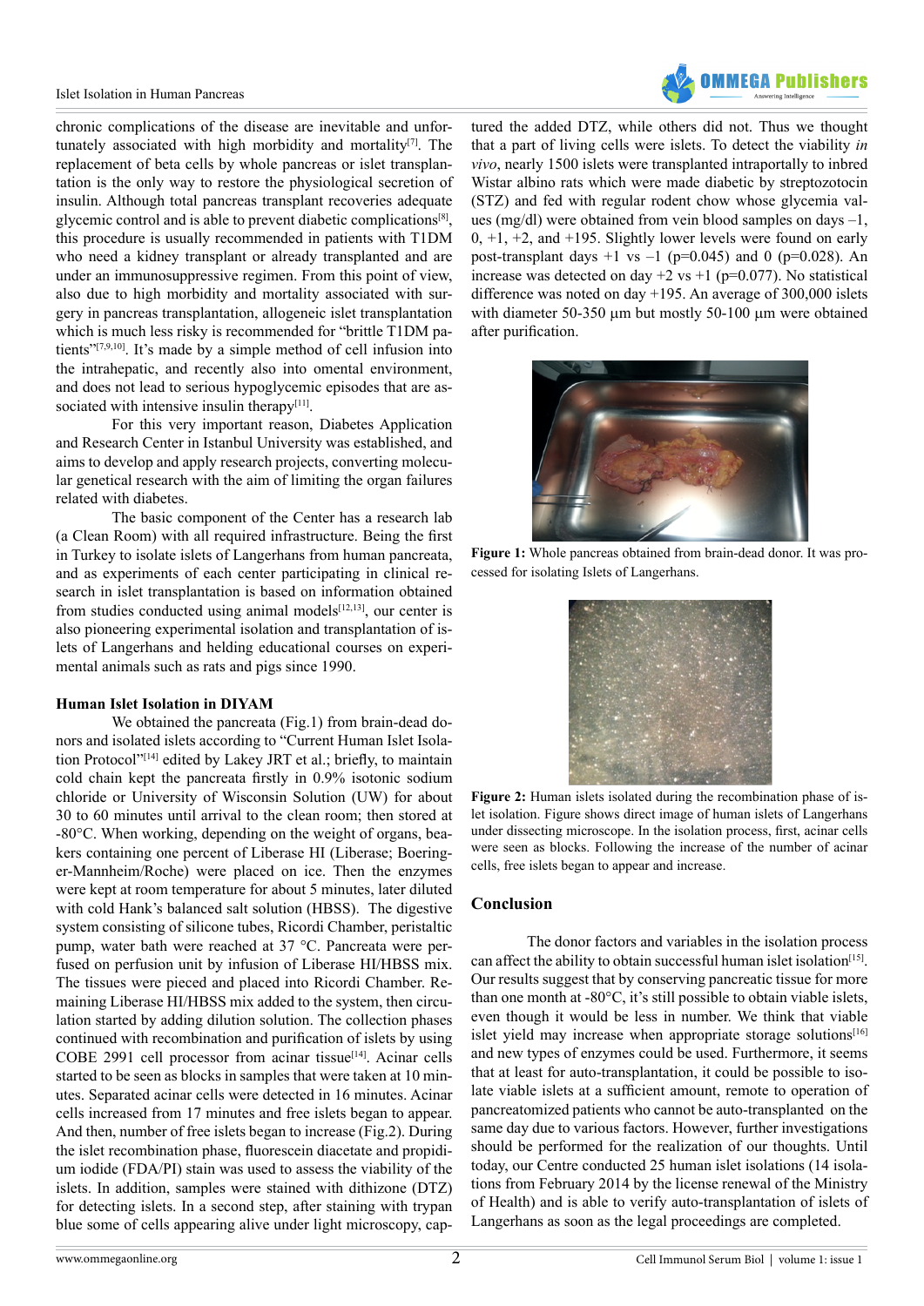chronic complications of the disease are inevitable and unfortunately associated with high morbidity and mortality[7]. The replacement of beta cells by whole pancreas or islet transplantation is the only way to restore the physiological secretion of insulin. Although total pancreas transplant recoveries adequate glycemic control and is able to prevent diabetic complications[8], this procedure is usually recommended in patients with T1DM who need a kidney transplant or already transplanted and are under an immunosuppressive regimen. From this point of view, also due to high morbidity and mortality associated with surgery in pancreas transplantation, allogeneic islet transplantation which is much less risky is recommended for "brittle T1DM patients"[7,9,10]. It's made by a simple method of cell infusion into the intrahepatic, and recently also into omental environment, and does not lead to serious hypoglycemic episodes that are associated with intensive insulin therapy[11].

For this very important reason, Diabetes Application and Research Center in Istanbul University was established, and aims to develop and apply research projects, converting molecular genetical research with the aim of limiting the organ failures related with diabetes.

The basic component of the Center has a research lab (a Clean Room) with all required infrastructure. Being the first in Turkey to isolate islets of Langerhans from human pancreata, and as experiments of each center participating in clinical research in islet transplantation is based on information obtained from studies conducted using animal models[12,13], our center is also pioneering experimental isolation and transplantation of islets of Langerhans and helding educational courses on experimental animals such as rats and pigs since 1990.

**Human Islet Isolation in DIYAM**

We obtained the pancreata (Fig.1) from brain-dead donors and isolated islets according to "Current Human Islet Isolation Protocol"[14] edited by Lakey JRT et al.; briefly, to maintain cold chain kept the pancreata firstly in 0.9% isotonic sodium chloride or University of Wisconsin Solution (UW) for about 30 to 60 minutes until arrival to the clean room; then stored at -80°C. When working, depending on the weight of organs, beakers containing one percent of Liberase HI (Liberase; Boeringer-Mannheim/Roche) were placed on ice. Then the enzymes were kept at room temperature for about 5 minutes, later diluted with cold Hank's balanced salt solution (HBSS). The digestive system consisting of silicone tubes, Ricordi Chamber, peristaltic pump, water bath were reached at 37 °C. Pancreata were perfused on perfusion unit by infusion of Liberase HI/HBSS mix. The tissues were pieced and placed into Ricordi Chamber. Remaining Liberase HI/HBSS mix added to the system, then circulation started by adding dilution solution. The collection phases continued with recombination and purification of islets by using COBE 2991 cell processor from acinar tissue[14]. Acinar cells started to be seen as blocks in samples that were taken at 10 minutes. Separated acinar cells were detected in 16 minutes. Acinar cells increased from 17 minutes and free islets began to appear. And then, number of free islets began to increase (Fig.2). During the islet recombination phase, fluorescein diacetate and propidium iodide (FDA/PI) stain was used to assess the viability of the islets. In addition, samples were stained with dithizone (DTZ) for detecting islets. In a second step, after staining with trypan blue some of cells appearing alive under light microscopy, captured the added DTZ, while others did not. Thus we thought that a part of living cells were islets. To detect the viability *in vivo*, nearly 1500 islets were transplanted intraportally to inbred Wistar albino rats which were made diabetic by streptozotocin (STZ) and fed with regular rodent chow whose glycemia values (mg/dl) were obtained from vein blood samples on days –1, 0, +1, +2, and +195. Slightly lower levels were found on early post-transplant days +1 vs –1 ($p=0.045$) and 0 ($p=0.028$). An increase was detected on day +2 vs +1 ($p=0.077$). No statistical difference was noted on day +195. An average of 300,000 islets with diameter 50-350 µm but mostly 50-100 µm were obtained after purification.

**Figure 1:** Whole pancreas obtained from brain-dead donor. It was processed for isolating Islets of Langerhans.

**Figure 2:** Human islets isolated during the recombination phase of islet isolation. Figure shows direct image of human islets of Langerhans under dissecting microscope. In the isolation process, first, acinar cells were seen as blocks. Following the increase of the number of acinar cells, free islets began to appear and increase.

## Conclusion

The donor factors and variables in the isolation process can affect the ability to obtain successful human islet isolation[15]. Our results suggest that by conserving pancreatic tissue for more than one month at -80°C, it's still possible to obtain viable islets, even though it would be less in number. We think that viable islet yield may increase when appropriate storage solutions[16] and new types of enzymes could be used. Furthermore, it seems that at least for auto-transplantation, it could be possible to isolate viable islets at a sufficient amount, remote to operation of pancreatomized patients who cannot be auto-transplanted on the same day due to various factors. However, further investigations should be performed for the realization of our thoughts. Until today, our Centre conducted 25 human islet isolations (14 isolations from February 2014 by the license renewal of the Ministry of Health) and is able to verify auto-transplantation of islets of Langerhans as soon as the legal proceedings are completed.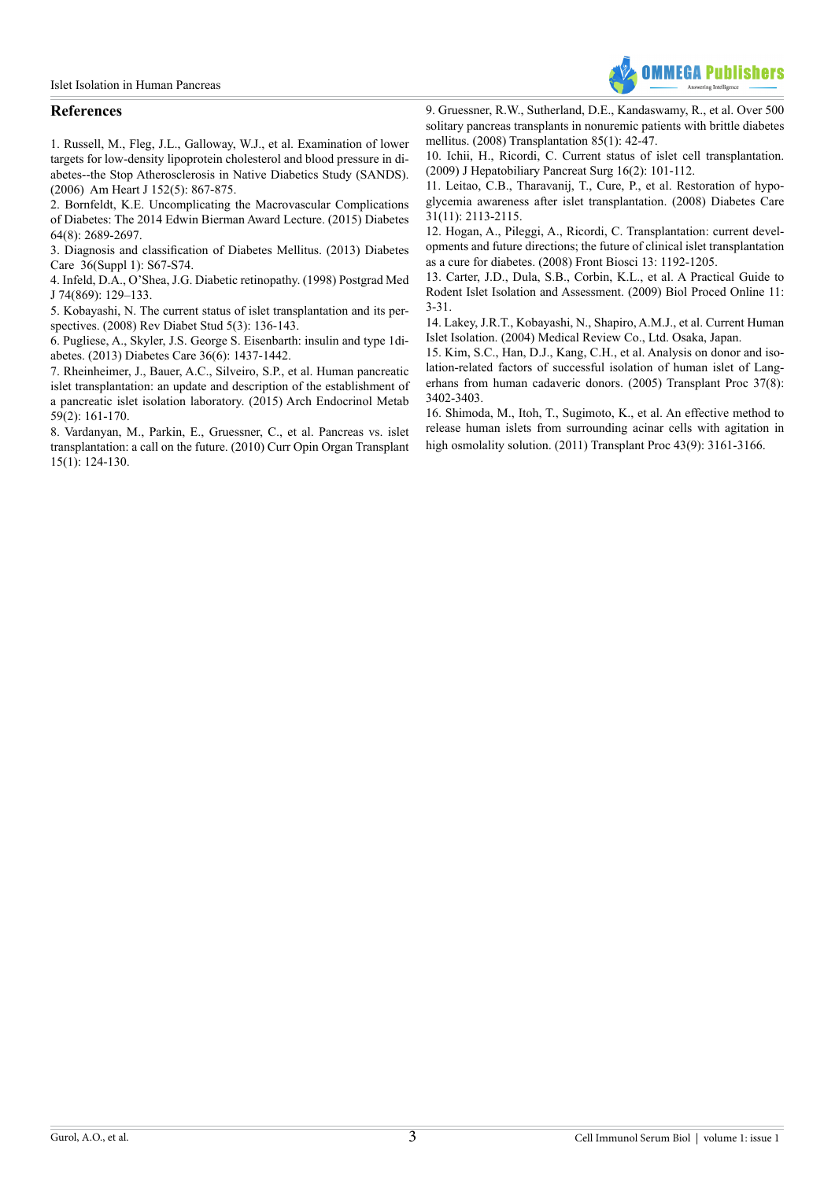## References

1. Russell, M., Fleg, J.L., Galloway, W.J., et al. Examination of lower targets for low-density lipoprotein cholesterol and blood pressure in diabetes--the Stop Atherosclerosis in Native Diabetics Study (SANDS). (2006) Am Heart J 152(5): 867-875.
2. Bornfeldt, K.E. Uncomplicating the Macrovascular Complications of Diabetes: The 2014 Edwin Bierman Award Lecture. (2015) Diabetes 64(8): 2689-2697.
3. Diagnosis and classification of Diabetes Mellitus. (2013) Diabetes Care 36(Suppl 1): S67-S74.
4. Infeld, D.A., O'Shea, J.G. Diabetic retinopathy. (1998) Postgrad Med J 74(869): 129–133.
5. Kobayashi, N. The current status of islet transplantation and its perspectives. (2008) Rev Diabet Stud 5(3): 136-143.
6. Pugliese, A., Skyler, J.S. George S. Eisenbarth: insulin and type 1diabetes. (2013) Diabetes Care 36(6): 1437-1442.
7. Rheinheimer, J., Bauer, A.C., Silveiro, S.P., et al. Human pancreatic islet transplantation: an update and description of the establishment of a pancreatic islet isolation laboratory. (2015) Arch Endocrinol Metab 59(2): 161-170.
8. Vardanyan, M., Parkin, E., Gruessner, C., et al. Pancreas vs. islet transplantation: a call on the future. (2010) Curr Opin Organ Transplant 15(1): 124-130.
9. Gruessner, R.W., Sutherland, D.E., Kandaswamy, R., et al. Over 500 solitary pancreas transplants in nonuremic patients with brittle diabetes mellitus. (2008) Transplantation 85(1): 42-47.
10. Ichii, H., Ricordi, C. Current status of islet cell transplantation. (2009) J Hepatobiliary Pancreat Surg 16(2): 101-112.
11. Leitao, C.B., Tharavanij, T., Cure, P., et al. Restoration of hypoglycemia awareness after islet transplantation. (2008) Diabetes Care 31(11): 2113-2115.
12. Hogan, A., Pileggi, A., Ricordi, C. Transplantation: current developments and future directions; the future of clinical islet transplantation as a cure for diabetes. (2008) Front Biosci 13: 1192-1205.
13. Carter, J.D., Dula, S.B., Corbin, K.L., et al. A Practical Guide to Rodent Islet Isolation and Assessment. (2009) Biol Proced Online 11: 3-31.
14. Lakey, J.R.T., Kobayashi, N., Shapiro, A.M.J., et al. Current Human Islet Isolation. (2004) Medical Review Co., Ltd. Osaka, Japan.
15. Kim, S.C., Han, D.J., Kang, C.H., et al. Analysis on donor and isolation-related factors of successful isolation of human islet of Langerhans from human cadaveric donors. (2005) Transplant Proc 37(8): 3402-3403.
16. Shimoda, M., Itoh, T., Sugimoto, K., et al. An effective method to release human islets from surrounding acinar cells with agitation in high osmolality solution. (2011) Transplant Proc 43(9): 3161-3166.